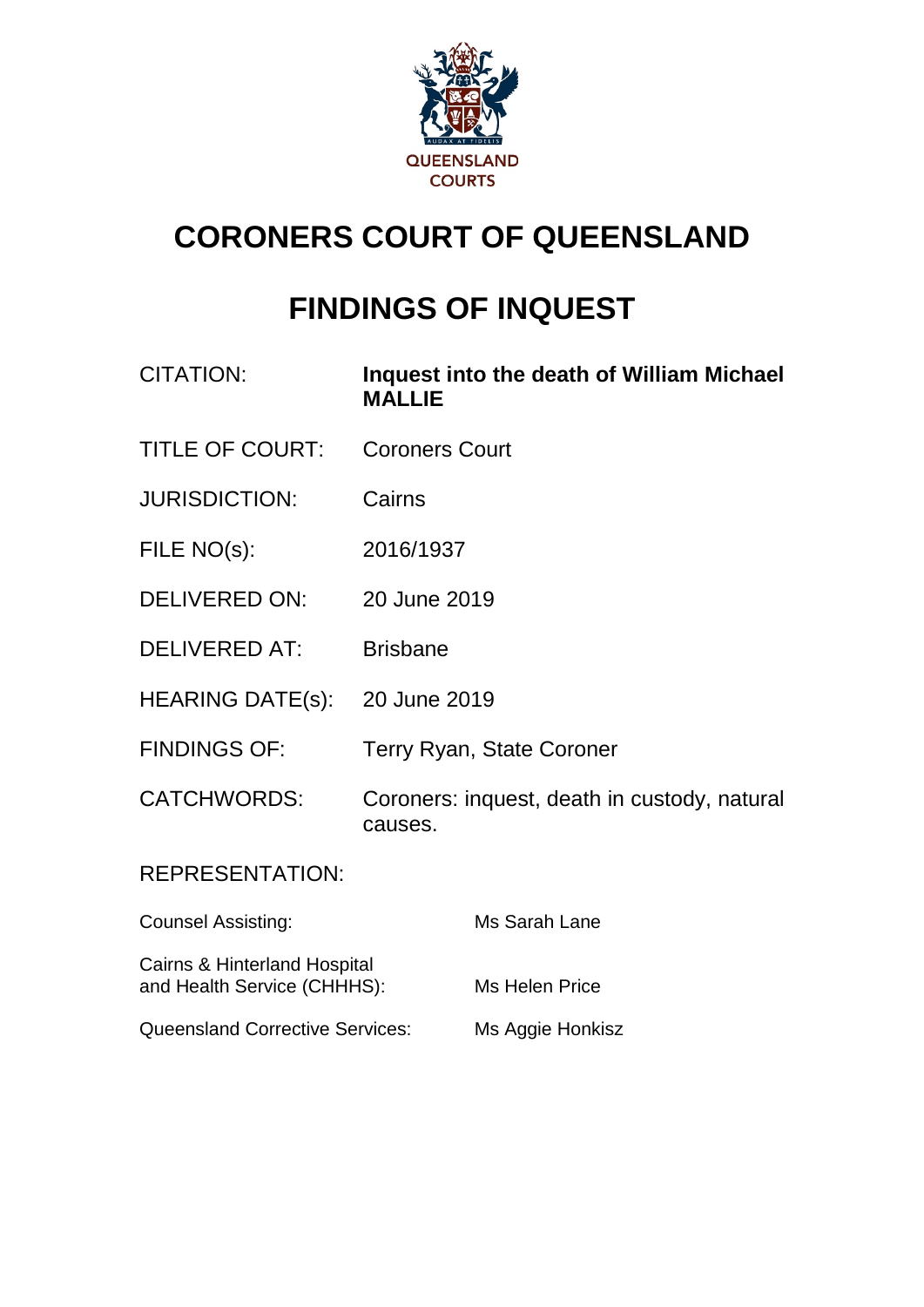QUEENSLAND COURTS

# CORONERS COURT OF QUEENSLAND

# FINDINGS OF INQUEST

| | |
|---|---|
| CITATION: | **Inquest into the death of William Michael MALLIE** |
| TITLE OF COURT: | Coroners Court |
| JURISDICTION: | Cairns |
| FILE NO(s): | 2016/1937 |
| DELIVERED ON: | 20 June 2019 |
| DELIVERED AT: | Brisbane |
| HEARING DATE(s): | 20 June 2019 |
| FINDINGS OF: | Terry Ryan, State Coroner |
| CATCHWORDS: | Coroners: inquest, death in custody, natural causes. |

REPRESENTATION:

| | |
|---|---|
| Counsel Assisting: | Ms Sarah Lane |
| Cairns & Hinterland Hospital and Health Service (CHHHS): | Ms Helen Price |
| Queensland Corrective Services: | Ms Aggie Honkisz |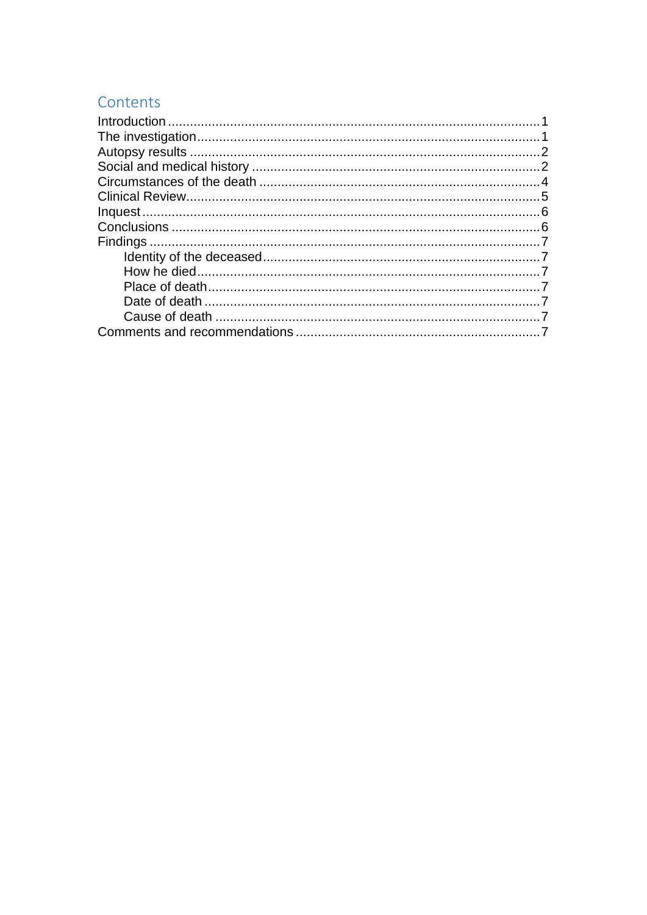## Contents

- Introduction 1
- The investigation 1
- Autopsy results 2
- Social and medical history 2
- Circumstances of the death 4
- Clinical Review 5
- Inquest 6
- Conclusions 6
- Findings 7
  - Identity of the deceased 7
  - How he died 7
  - Place of death 7
  - Date of death 7
  - Cause of death 7
- Comments and recommendations 7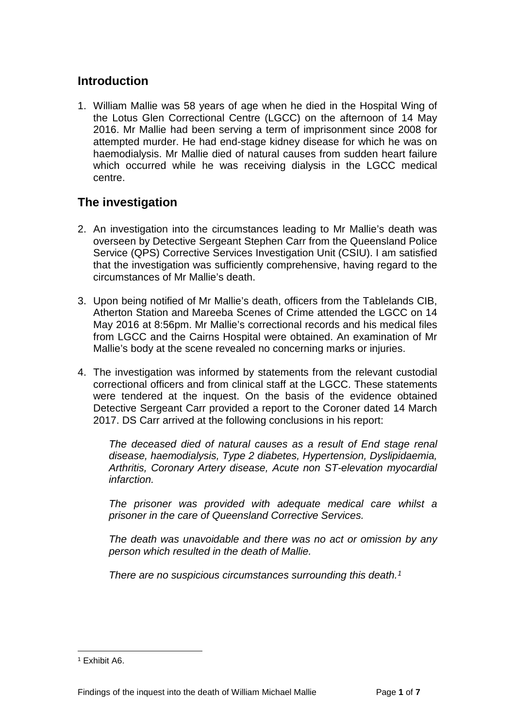## Introduction

1. William Mallie was 58 years of age when he died in the Hospital Wing of the Lotus Glen Correctional Centre (LGCC) on the afternoon of 14 May 2016. Mr Mallie had been serving a term of imprisonment since 2008 for attempted murder. He had end-stage kidney disease for which he was on haemodialysis. Mr Mallie died of natural causes from sudden heart failure which occurred while he was receiving dialysis in the LGCC medical centre.

## The investigation

2. An investigation into the circumstances leading to Mr Mallie's death was overseen by Detective Sergeant Stephen Carr from the Queensland Police Service (QPS) Corrective Services Investigation Unit (CSIU). I am satisfied that the investigation was sufficiently comprehensive, having regard to the circumstances of Mr Mallie's death.

3. Upon being notified of Mr Mallie's death, officers from the Tablelands CIB, Atherton Station and Mareeba Scenes of Crime attended the LGCC on 14 May 2016 at 8:56pm. Mr Mallie's correctional records and his medical files from LGCC and the Cairns Hospital were obtained. An examination of Mr Mallie's body at the scene revealed no concerning marks or injuries.

4. The investigation was informed by statements from the relevant custodial correctional officers and from clinical staff at the LGCC. These statements were tendered at the inquest. On the basis of the evidence obtained Detective Sergeant Carr provided a report to the Coroner dated 14 March 2017. DS Carr arrived at the following conclusions in his report:

   *The deceased died of natural causes as a result of End stage renal disease, haemodialysis, Type 2 diabetes, Hypertension, Dyslipidaemia, Arthritis, Coronary Artery disease, Acute non ST-elevation myocardial infarction.*

   *The prisoner was provided with adequate medical care whilst a prisoner in the care of Queensland Corrective Services.*

   *The death was unavoidable and there was no act or omission by any person which resulted in the death of Mallie.*

   *There are no suspicious circumstances surrounding this death.*[1]

---

[1] Exhibit A6.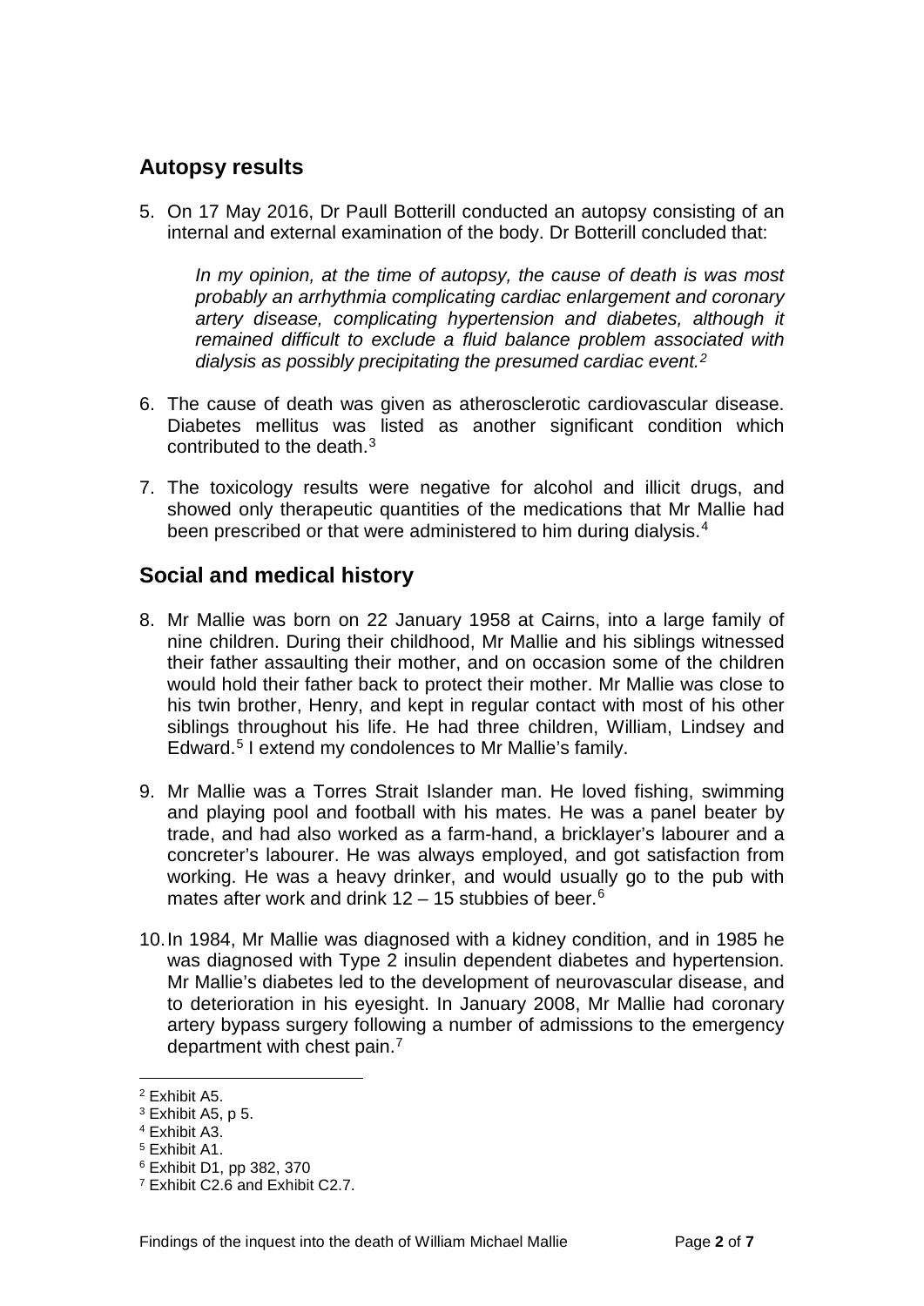## Autopsy results

5. On 17 May 2016, Dr Paull Botterill conducted an autopsy consisting of an internal and external examination of the body. Dr Botterill concluded that:

   *In my opinion, at the time of autopsy, the cause of death is was most probably an arrhythmia complicating cardiac enlargement and coronary artery disease, complicating hypertension and diabetes, although it remained difficult to exclude a fluid balance problem associated with dialysis as possibly precipitating the presumed cardiac event.*[2]

6. The cause of death was given as atherosclerotic cardiovascular disease. Diabetes mellitus was listed as another significant condition which contributed to the death.[3]

7. The toxicology results were negative for alcohol and illicit drugs, and showed only therapeutic quantities of the medications that Mr Mallie had been prescribed or that were administered to him during dialysis.[4]

## Social and medical history

8. Mr Mallie was born on 22 January 1958 at Cairns, into a large family of nine children. During their childhood, Mr Mallie and his siblings witnessed their father assaulting their mother, and on occasion some of the children would hold their father back to protect their mother. Mr Mallie was close to his twin brother, Henry, and kept in regular contact with most of his other siblings throughout his life. He had three children, William, Lindsey and Edward.[5] I extend my condolences to Mr Mallie's family.

9. Mr Mallie was a Torres Strait Islander man. He loved fishing, swimming and playing pool and football with his mates. He was a panel beater by trade, and had also worked as a farm-hand, a bricklayer's labourer and a concreter's labourer. He was always employed, and got satisfaction from working. He was a heavy drinker, and would usually go to the pub with mates after work and drink 12 – 15 stubbies of beer.[6]

10. In 1984, Mr Mallie was diagnosed with a kidney condition, and in 1985 he was diagnosed with Type 2 insulin dependent diabetes and hypertension. Mr Mallie's diabetes led to the development of neurovascular disease, and to deterioration in his eyesight. In January 2008, Mr Mallie had coronary artery bypass surgery following a number of admissions to the emergency department with chest pain.[7]

---

[2] Exhibit A5.
[3] Exhibit A5, p 5.
[4] Exhibit A3.
[5] Exhibit A1.
[6] Exhibit D1, pp 382, 370
[7] Exhibit C2.6 and Exhibit C2.7.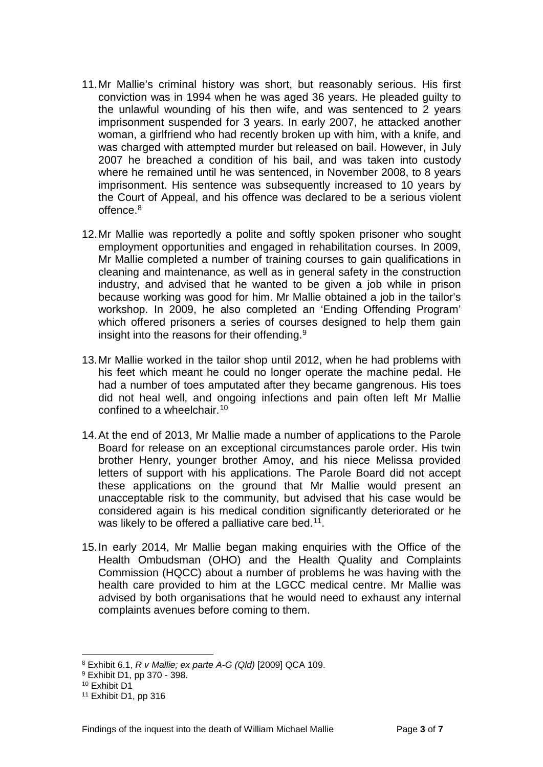11. Mr Mallie's criminal history was short, but reasonably serious. His first conviction was in 1994 when he was aged 36 years. He pleaded guilty to the unlawful wounding of his then wife, and was sentenced to 2 years imprisonment suspended for 3 years. In early 2007, he attacked another woman, a girlfriend who had recently broken up with him, with a knife, and was charged with attempted murder but released on bail. However, in July 2007 he breached a condition of his bail, and was taken into custody where he remained until he was sentenced, in November 2008, to 8 years imprisonment. His sentence was subsequently increased to 10 years by the Court of Appeal, and his offence was declared to be a serious violent offence.[8]

12. Mr Mallie was reportedly a polite and softly spoken prisoner who sought employment opportunities and engaged in rehabilitation courses. In 2009, Mr Mallie completed a number of training courses to gain qualifications in cleaning and maintenance, as well as in general safety in the construction industry, and advised that he wanted to be given a job while in prison because working was good for him. Mr Mallie obtained a job in the tailor's workshop. In 2009, he also completed an 'Ending Offending Program' which offered prisoners a series of courses designed to help them gain insight into the reasons for their offending.[9]

13. Mr Mallie worked in the tailor shop until 2012, when he had problems with his feet which meant he could no longer operate the machine pedal. He had a number of toes amputated after they became gangrenous. His toes did not heal well, and ongoing infections and pain often left Mr Mallie confined to a wheelchair.[10]

14. At the end of 2013, Mr Mallie made a number of applications to the Parole Board for release on an exceptional circumstances parole order. His twin brother Henry, younger brother Amoy, and his niece Melissa provided letters of support with his applications. The Parole Board did not accept these applications on the ground that Mr Mallie would present an unacceptable risk to the community, but advised that his case would be considered again is his medical condition significantly deteriorated or he was likely to be offered a palliative care bed.[11].

15. In early 2014, Mr Mallie began making enquiries with the Office of the Health Ombudsman (OHO) and the Health Quality and Complaints Commission (HQCC) about a number of problems he was having with the health care provided to him at the LGCC medical centre. Mr Mallie was advised by both organisations that he would need to exhaust any internal complaints avenues before coming to them.

---

[8] Exhibit 6.1, *R v Mallie; ex parte A-G (Qld)* [2009] QCA 109.

[9] Exhibit D1, pp 370 - 398.

[10] Exhibit D1

[11] Exhibit D1, pp 316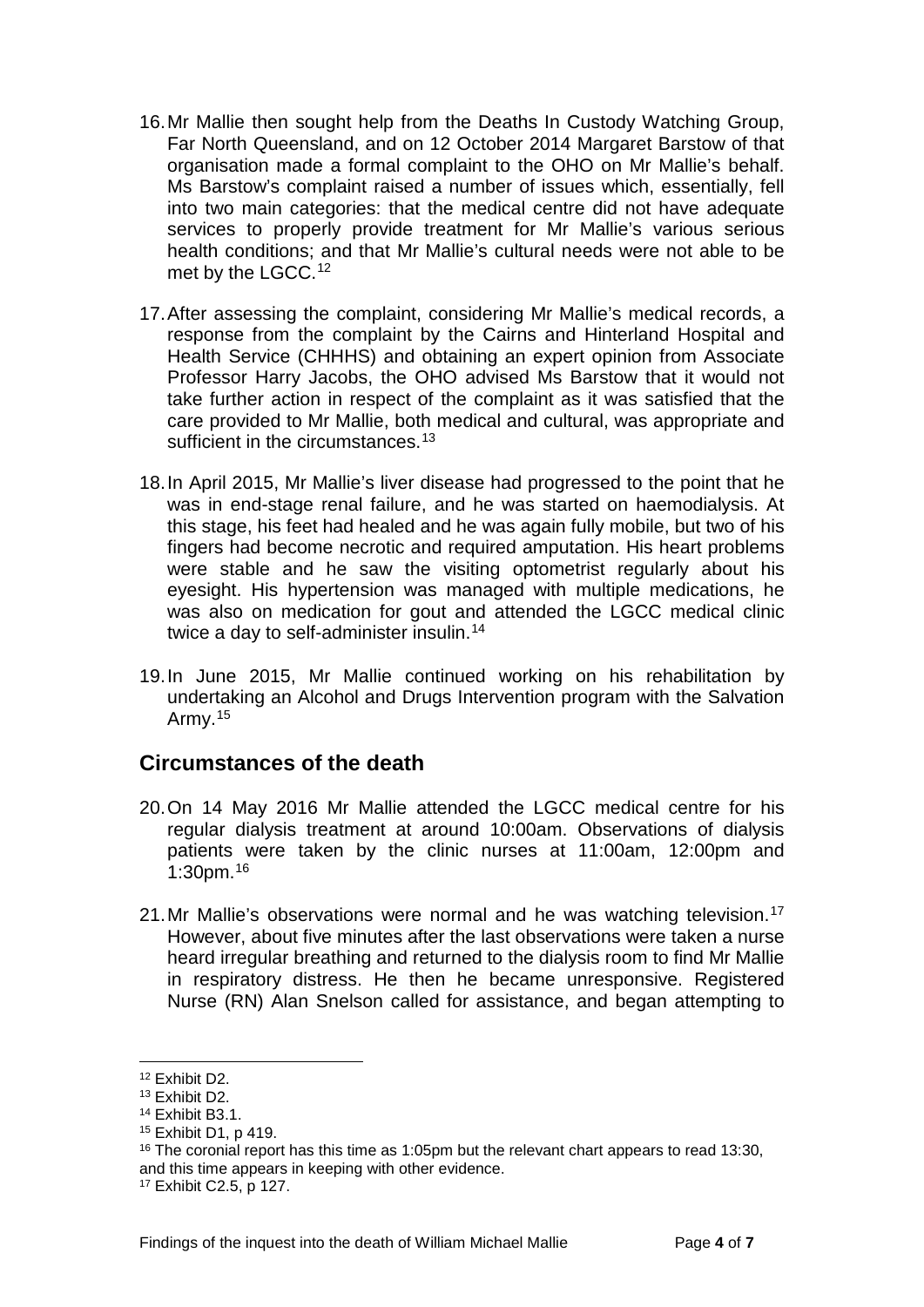16. Mr Mallie then sought help from the Deaths In Custody Watching Group, Far North Queensland, and on 12 October 2014 Margaret Barstow of that organisation made a formal complaint to the OHO on Mr Mallie's behalf. Ms Barstow's complaint raised a number of issues which, essentially, fell into two main categories: that the medical centre did not have adequate services to properly provide treatment for Mr Mallie's various serious health conditions; and that Mr Mallie's cultural needs were not able to be met by the LGCC.[12]

17. After assessing the complaint, considering Mr Mallie's medical records, a response from the complaint by the Cairns and Hinterland Hospital and Health Service (CHHHS) and obtaining an expert opinion from Associate Professor Harry Jacobs, the OHO advised Ms Barstow that it would not take further action in respect of the complaint as it was satisfied that the care provided to Mr Mallie, both medical and cultural, was appropriate and sufficient in the circumstances.[13]

18. In April 2015, Mr Mallie's liver disease had progressed to the point that he was in end-stage renal failure, and he was started on haemodialysis. At this stage, his feet had healed and he was again fully mobile, but two of his fingers had become necrotic and required amputation. His heart problems were stable and he saw the visiting optometrist regularly about his eyesight. His hypertension was managed with multiple medications, he was also on medication for gout and attended the LGCC medical clinic twice a day to self-administer insulin.[14]

19. In June 2015, Mr Mallie continued working on his rehabilitation by undertaking an Alcohol and Drugs Intervention program with the Salvation Army.[15]

## Circumstances of the death

20. On 14 May 2016 Mr Mallie attended the LGCC medical centre for his regular dialysis treatment at around 10:00am. Observations of dialysis patients were taken by the clinic nurses at 11:00am, 12:00pm and 1:30pm.[16]

21. Mr Mallie's observations were normal and he was watching television.[17] However, about five minutes after the last observations were taken a nurse heard irregular breathing and returned to the dialysis room to find Mr Mallie in respiratory distress. He then he became unresponsive. Registered Nurse (RN) Alan Snelson called for assistance, and began attempting to

---

[12] Exhibit D2.
[13] Exhibit D2.
[14] Exhibit B3.1.
[15] Exhibit D1, p 419.
[16] The coronial report has this time as 1:05pm but the relevant chart appears to read 13:30, and this time appears in keeping with other evidence.
[17] Exhibit C2.5, p 127.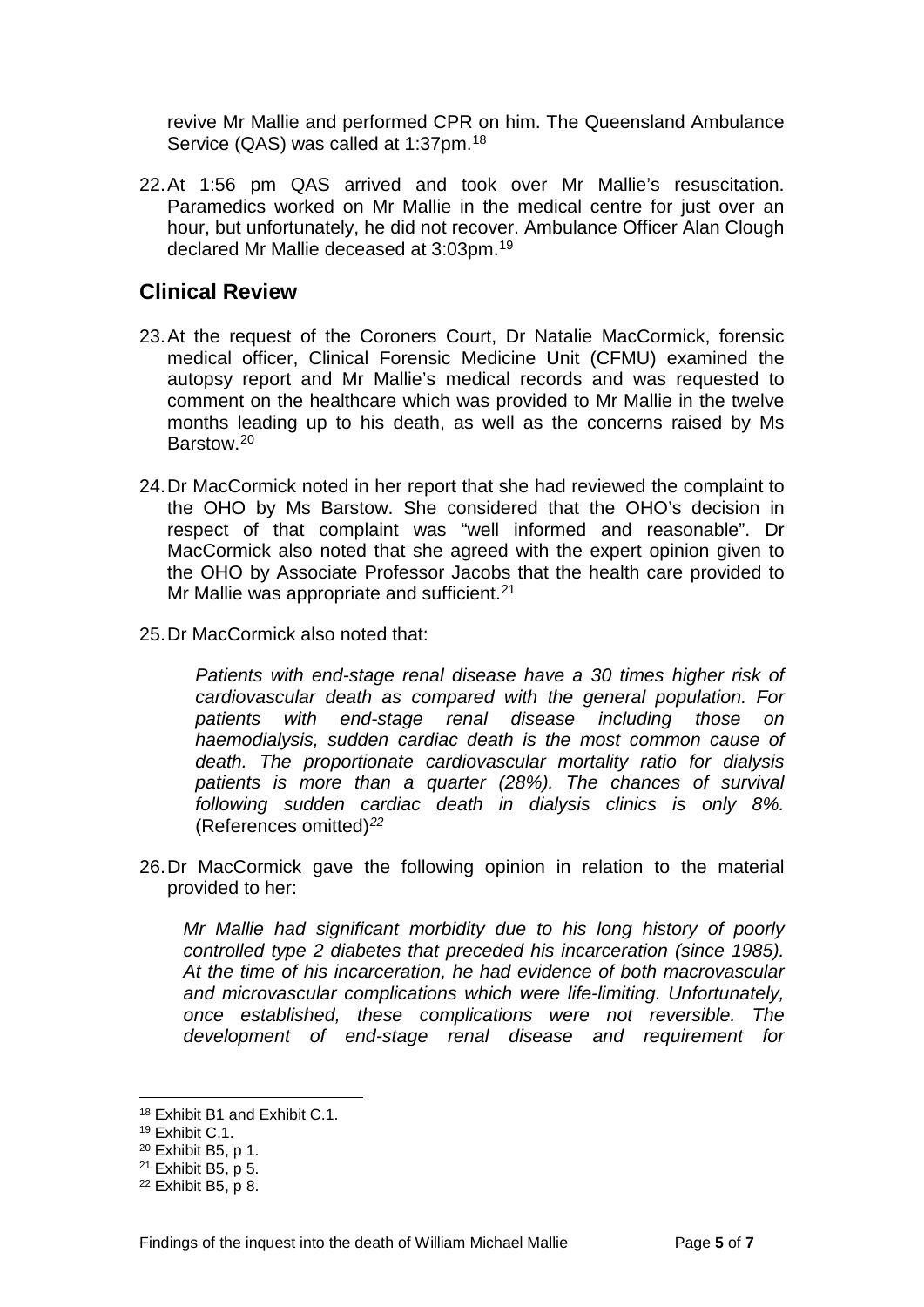revive Mr Mallie and performed CPR on him. The Queensland Ambulance Service (QAS) was called at 1:37pm.[18]

22. At 1:56 pm QAS arrived and took over Mr Mallie's resuscitation. Paramedics worked on Mr Mallie in the medical centre for just over an hour, but unfortunately, he did not recover. Ambulance Officer Alan Clough declared Mr Mallie deceased at 3:03pm.[19]

## Clinical Review

23. At the request of the Coroners Court, Dr Natalie MacCormick, forensic medical officer, Clinical Forensic Medicine Unit (CFMU) examined the autopsy report and Mr Mallie's medical records and was requested to comment on the healthcare which was provided to Mr Mallie in the twelve months leading up to his death, as well as the concerns raised by Ms Barstow.[20]

24. Dr MacCormick noted in her report that she had reviewed the complaint to the OHO by Ms Barstow. She considered that the OHO's decision in respect of that complaint was "well informed and reasonable". Dr MacCormick also noted that she agreed with the expert opinion given to the OHO by Associate Professor Jacobs that the health care provided to Mr Mallie was appropriate and sufficient.[21]

25. Dr MacCormick also noted that:

> *Patients with end-stage renal disease have a 30 times higher risk of cardiovascular death as compared with the general population. For patients with end-stage renal disease including those on haemodialysis, sudden cardiac death is the most common cause of death. The proportionate cardiovascular mortality ratio for dialysis patients is more than a quarter (28%). The chances of survival following sudden cardiac death in dialysis clinics is only 8%.* (References omitted)[22]

26. Dr MacCormick gave the following opinion in relation to the material provided to her:

> *Mr Mallie had significant morbidity due to his long history of poorly controlled type 2 diabetes that preceded his incarceration (since 1985). At the time of his incarceration, he had evidence of both macrovascular and microvascular complications which were life-limiting. Unfortunately, once established, these complications were not reversible. The development of end-stage renal disease and requirement for*

---

[18] Exhibit B1 and Exhibit C.1.
[19] Exhibit C.1.
[20] Exhibit B5, p 1.
[21] Exhibit B5, p 5.
[22] Exhibit B5, p 8.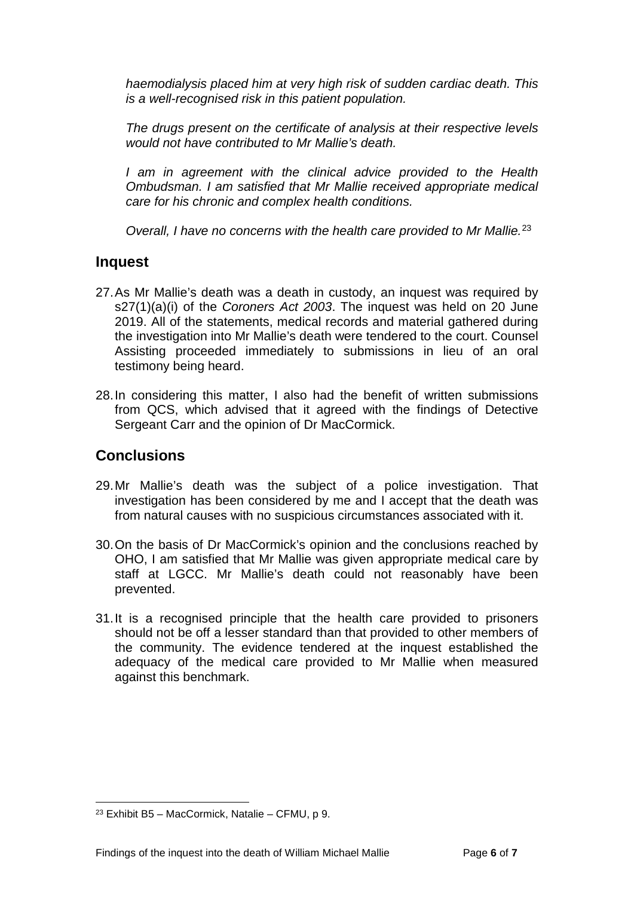*haemodialysis placed him at very high risk of sudden cardiac death. This is a well-recognised risk in this patient population.*

*The drugs present on the certificate of analysis at their respective levels would not have contributed to Mr Mallie's death.*

*I am in agreement with the clinical advice provided to the Health Ombudsman. I am satisfied that Mr Mallie received appropriate medical care for his chronic and complex health conditions.*

*Overall, I have no concerns with the health care provided to Mr Mallie.*[23]

## Inquest

27. As Mr Mallie's death was a death in custody, an inquest was required by s27(1)(a)(i) of the *Coroners Act 2003*. The inquest was held on 20 June 2019. All of the statements, medical records and material gathered during the investigation into Mr Mallie's death were tendered to the court. Counsel Assisting proceeded immediately to submissions in lieu of an oral testimony being heard.

28. In considering this matter, I also had the benefit of written submissions from QCS, which advised that it agreed with the findings of Detective Sergeant Carr and the opinion of Dr MacCormick.

## Conclusions

29. Mr Mallie's death was the subject of a police investigation. That investigation has been considered by me and I accept that the death was from natural causes with no suspicious circumstances associated with it.

30. On the basis of Dr MacCormick's opinion and the conclusions reached by OHO, I am satisfied that Mr Mallie was given appropriate medical care by staff at LGCC. Mr Mallie's death could not reasonably have been prevented.

31. It is a recognised principle that the health care provided to prisoners should not be off a lesser standard than that provided to other members of the community. The evidence tendered at the inquest established the adequacy of the medical care provided to Mr Mallie when measured against this benchmark.

[23] Exhibit B5 – MacCormick, Natalie – CFMU, p 9.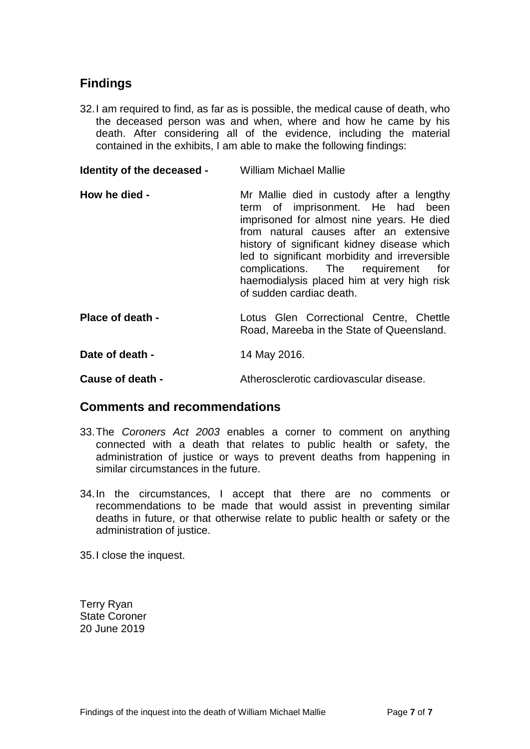## Findings

32. I am required to find, as far as is possible, the medical cause of death, who the deceased person was and when, where and how he came by his death. After considering all of the evidence, including the material contained in the exhibits, I am able to make the following findings:

**Identity of the deceased -** William Michael Mallie

**How he died -** Mr Mallie died in custody after a lengthy term of imprisonment. He had been imprisoned for almost nine years. He died from natural causes after an extensive history of significant kidney disease which led to significant morbidity and irreversible complications. The requirement for haemodialysis placed him at very high risk of sudden cardiac death.

**Place of death -** Lotus Glen Correctional Centre, Chettle Road, Mareeba in the State of Queensland.

**Date of death -** 14 May 2016.

**Cause of death -** Atherosclerotic cardiovascular disease.

## Comments and recommendations

33. The *Coroners Act 2003* enables a corner to comment on anything connected with a death that relates to public health or safety, the administration of justice or ways to prevent deaths from happening in similar circumstances in the future.

34. In the circumstances, I accept that there are no comments or recommendations to be made that would assist in preventing similar deaths in future, or that otherwise relate to public health or safety or the administration of justice.

35. I close the inquest.

Terry Ryan
State Coroner
20 June 2019